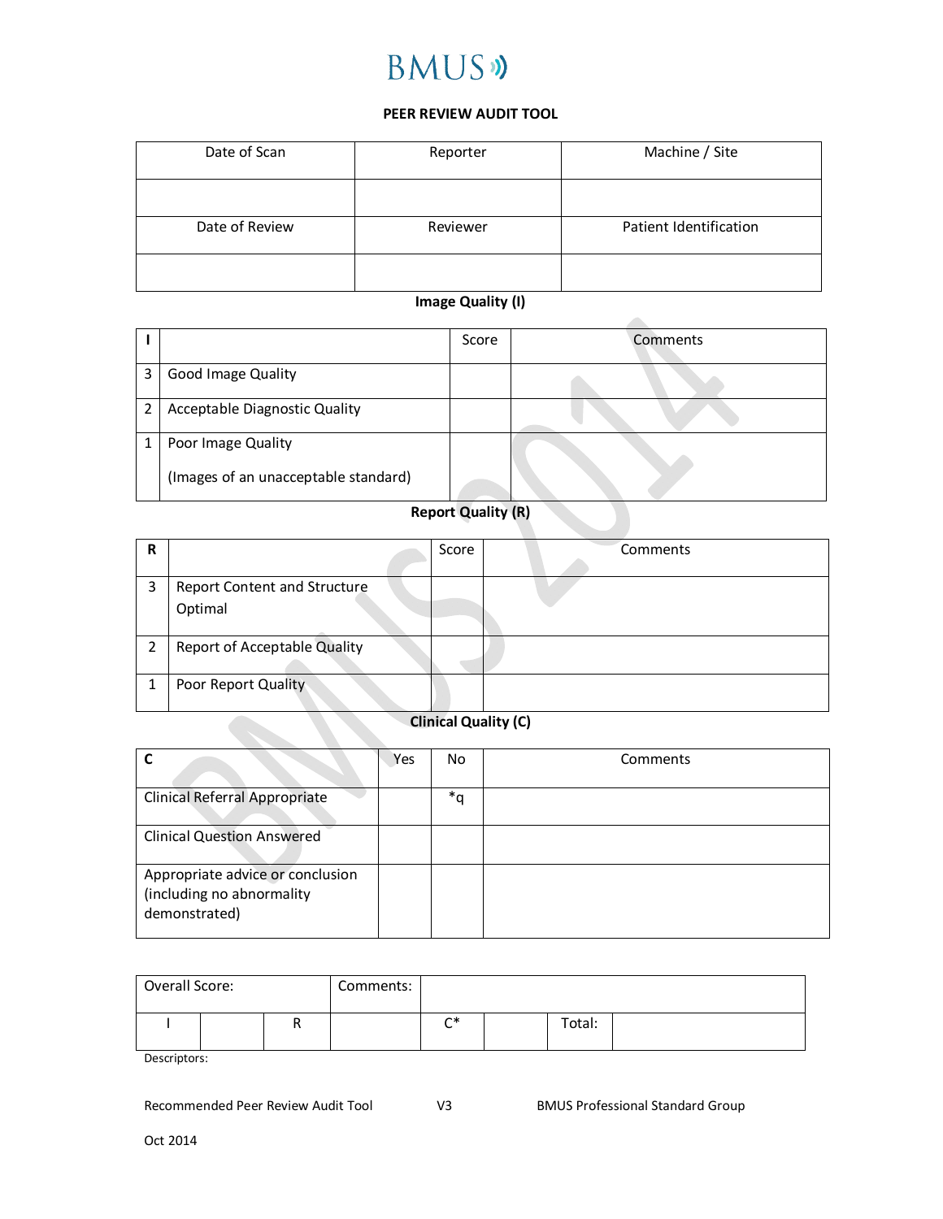# BMUS

## PEER REVIEW AUDIT TOOL

| Date of Scan | Reporter | Machine / Site |
|---|---|---|
| | | |
| **Date of Review** | **Reviewer** | **Patient Identification** |
| | | |

### Image Quality (I)

| I | | Score | Comments |
|---|---|---|---|
| 3 | Good Image Quality | | |
| 2 | Acceptable Diagnostic Quality | | |
| 1 | Poor Image Quality<br><br>(Images of an unacceptable standard) | | |

### Report Quality (R)

| R | | Score | Comments |
|---|---|---|---|
| 3 | Report Content and Structure Optimal | | |
| 2 | Report of Acceptable Quality | | |
| 1 | Poor Report Quality | | |

### Clinical Quality (C)

| C | Yes | No | Comments |
|---|---|---|---|
| Clinical Referral Appropriate | | *q | |
| Clinical Question Answered | | | |
| Appropriate advice or conclusion (including no abnormality demonstrated) | | | |

| Overall Score: | | | Comments: | | | | |
|---|---|---|---|---|---|---|---|
| I | | R | | C* | | Total: | |

Descriptors:

Recommended Peer Review Audit Tool V3 BMUS Professional Standard Group

Oct 2014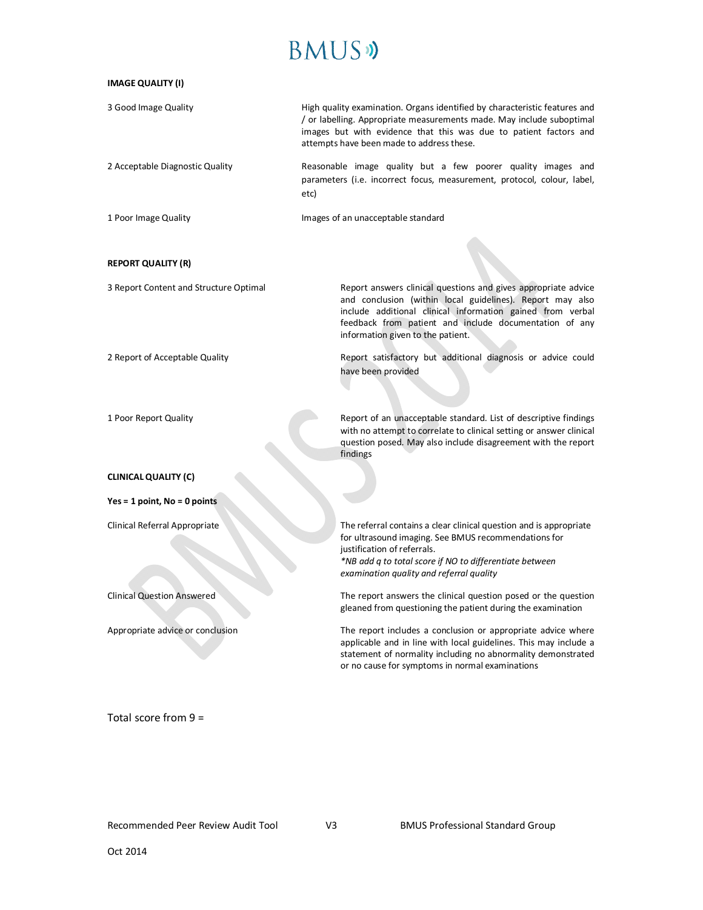**IMAGE QUALITY (I)**

| | |
|---|---|
| 3 Good Image Quality | High quality examination. Organs identified by characteristic features and / or labelling. Appropriate measurements made. May include suboptimal images but with evidence that this was due to patient factors and attempts have been made to address these. |
| 2 Acceptable Diagnostic Quality | Reasonable image quality but a few poorer quality images and parameters (i.e. incorrect focus, measurement, protocol, colour, label, etc) |
| 1 Poor Image Quality | Images of an unacceptable standard |

**REPORT QUALITY (R)**

| | |
|---|---|
| 3 Report Content and Structure Optimal | Report answers clinical questions and gives appropriate advice and conclusion (within local guidelines). Report may also include additional clinical information gained from verbal feedback from patient and include documentation of any information given to the patient. |
| 2 Report of Acceptable Quality | Report satisfactory but additional diagnosis or advice could have been provided |
| 1 Poor Report Quality | Report of an unacceptable standard. List of descriptive findings with no attempt to correlate to clinical setting or answer clinical question posed. May also include disagreement with the report findings |

**CLINICAL QUALITY (C)**

**Yes = 1 point, No = 0 points**

| | |
|---|---|
| Clinical Referral Appropriate | The referral contains a clear clinical question and is appropriate for ultrasound imaging. See BMUS recommendations for justification of referrals. *\*NB add q to total score if NO to differentiate between examination quality and referral quality* |
| Clinical Question Answered | The report answers the clinical question posed or the question gleaned from questioning the patient during the examination |
| Appropriate advice or conclusion | The report includes a conclusion or appropriate advice where applicable and in line with local guidelines. This may include a statement of normality including no abnormality demonstrated or no cause for symptoms in normal examinations |

Total score from 9 =